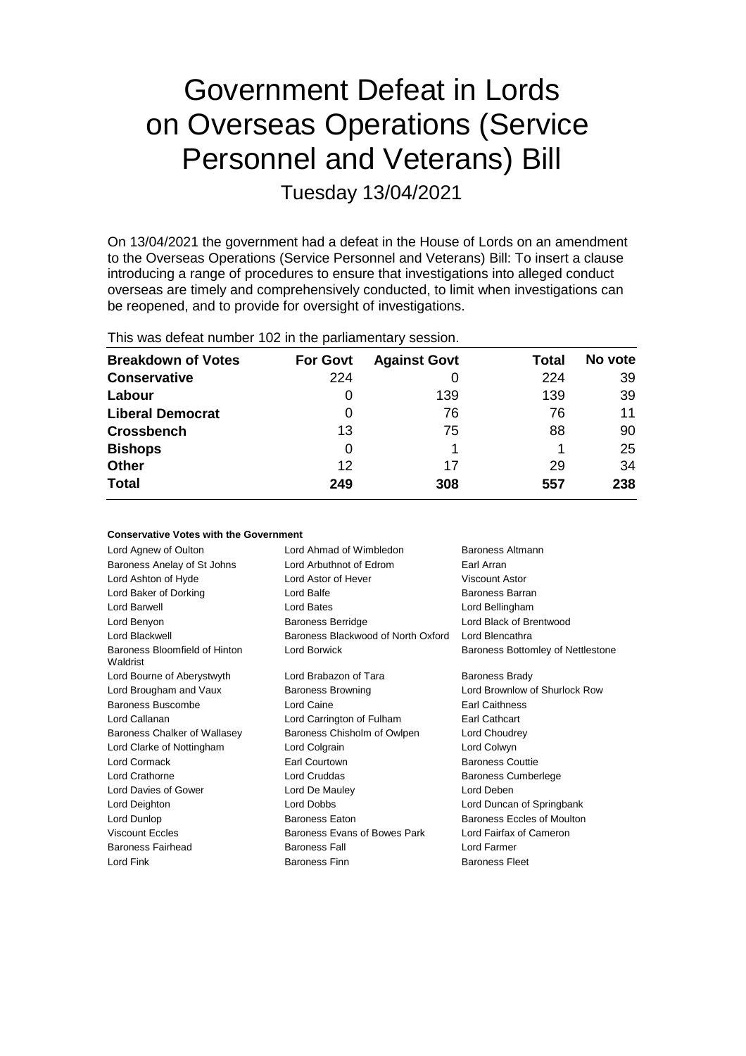# Government Defeat in Lords on Overseas Operations (Service Personnel and Veterans) Bill

Tuesday 13/04/2021

On 13/04/2021 the government had a defeat in the House of Lords on an amendment to the Overseas Operations (Service Personnel and Veterans) Bill: To insert a clause introducing a range of procedures to ensure that investigations into alleged conduct overseas are timely and comprehensively conducted, to limit when investigations can be reopened, and to provide for oversight of investigations.

This was defeat number 102 in the parliamentary session.

| Breakdown of Votes | For Govt | Against Govt | Total | No vote |
|---|---|---|---|---|
| **Conservative** | 224 | 0 | 224 | 39 |
| **Labour** | 0 | 139 | 139 | 39 |
| **Liberal Democrat** | 0 | 76 | 76 | 11 |
| **Crossbench** | 13 | 75 | 88 | 90 |
| **Bishops** | 0 | 1 | 1 | 25 |
| **Other** | 12 | 17 | 29 | 34 |
| **Total** | **249** | **308** | **557** | **238** |

### Conservative Votes with the Government

| | | |
|---|---|---|
| Lord Agnew of Oulton | Lord Ahmad of Wimbledon | Baroness Altmann |
| Baroness Anelay of St Johns | Lord Arbuthnot of Edrom | Earl Arran |
| Lord Ashton of Hyde | Lord Astor of Hever | Viscount Astor |
| Lord Baker of Dorking | Lord Balfe | Baroness Barran |
| Lord Barwell | Lord Bates | Lord Bellingham |
| Lord Benyon | Baroness Berridge | Lord Black of Brentwood |
| Lord Blackwell | Baroness Blackwood of North Oxford | Lord Blencathra |
| Baroness Bloomfield of Hinton Waldrist | Lord Borwick | Baroness Bottomley of Nettlestone |
| Lord Bourne of Aberystwyth | Lord Brabazon of Tara | Baroness Brady |
| Lord Brougham and Vaux | Baroness Browning | Lord Brownlow of Shurlock Row |
| Baroness Buscombe | Lord Caine | Earl Caithness |
| Lord Callanan | Lord Carrington of Fulham | Earl Cathcart |
| Baroness Chalker of Wallasey | Baroness Chisholm of Owlpen | Lord Choudrey |
| Lord Clarke of Nottingham | Lord Colgrain | Lord Colwyn |
| Lord Cormack | Earl Courtown | Baroness Couttie |
| Lord Crathorne | Lord Cruddas | Baroness Cumberlege |
| Lord Davies of Gower | Lord De Mauley | Lord Deben |
| Lord Deighton | Lord Dobbs | Lord Duncan of Springbank |
| Lord Dunlop | Baroness Eaton | Baroness Eccles of Moulton |
| Viscount Eccles | Baroness Evans of Bowes Park | Lord Fairfax of Cameron |
| Baroness Fairhead | Baroness Fall | Lord Farmer |
| Lord Fink | Baroness Finn | Baroness Fleet |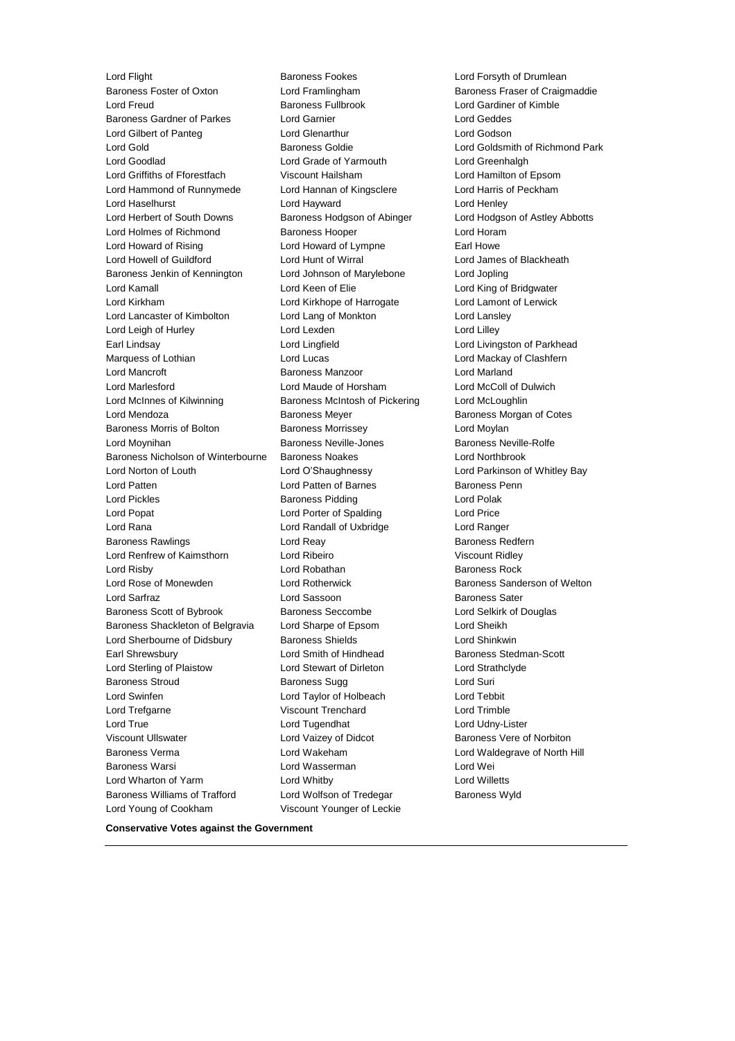Lord Flight
Baroness Fookes
Lord Forsyth of Drumlean
Baroness Foster of Oxton
Lord Framlingham
Baroness Fraser of Craigmaddie
Lord Freud
Baroness Fullbrook
Lord Gardiner of Kimble
Baroness Gardner of Parkes
Lord Garnier
Lord Geddes
Lord Gilbert of Panteg
Lord Glenarthur
Lord Godson
Lord Gold
Baroness Goldie
Lord Goldsmith of Richmond Park
Lord Goodlad
Lord Grade of Yarmouth
Lord Greenhalgh
Lord Griffiths of Fforestfach
Viscount Hailsham
Lord Hamilton of Epsom
Lord Hammond of Runnymede
Lord Hannan of Kingsclere
Lord Harris of Peckham
Lord Haselhurst
Lord Hayward
Lord Henley
Lord Herbert of South Downs
Baroness Hodgson of Abinger
Lord Hodgson of Astley Abbotts
Lord Holmes of Richmond
Baroness Hooper
Lord Horam
Lord Howard of Rising
Lord Howard of Lympne
Earl Howe
Lord Howell of Guildford
Lord Hunt of Wirral
Lord James of Blackheath
Baroness Jenkin of Kennington
Lord Johnson of Marylebone
Lord Jopling
Lord Kamall
Lord Keen of Elie
Lord King of Bridgwater
Lord Kirkham
Lord Kirkhope of Harrogate
Lord Lamont of Lerwick
Lord Lancaster of Kimbolton
Lord Lang of Monkton
Lord Lansley
Lord Leigh of Hurley
Lord Lexden
Lord Lilley
Earl Lindsay
Lord Lingfield
Lord Livingston of Parkhead
Marquess of Lothian
Lord Lucas
Lord Mackay of Clashfern
Lord Mancroft
Baroness Manzoor
Lord Marland
Lord Marlesford
Lord Maude of Horsham
Lord McColl of Dulwich
Lord McInnes of Kilwinning
Baroness McIntosh of Pickering
Lord McLoughlin
Lord Mendoza
Baroness Meyer
Baroness Morgan of Cotes
Baroness Morris of Bolton
Baroness Morrissey
Lord Moylan
Lord Moynihan
Baroness Neville-Jones
Baroness Neville-Rolfe
Baroness Nicholson of Winterbourne
Baroness Noakes
Lord Northbrook
Lord Norton of Louth
Lord O'Shaughnessy
Lord Parkinson of Whitley Bay
Lord Patten
Lord Patten of Barnes
Baroness Penn
Lord Pickles
Baroness Pidding
Lord Polak
Lord Popat
Lord Porter of Spalding
Lord Price
Lord Rana
Lord Randall of Uxbridge
Lord Ranger
Baroness Rawlings
Lord Reay
Baroness Redfern
Lord Renfrew of Kaimsthorn
Lord Ribeiro
Viscount Ridley
Lord Risby
Lord Robathan
Baroness Rock
Lord Rose of Monewden
Lord Rotherwick
Baroness Sanderson of Welton
Lord Sarfraz
Lord Sassoon
Baroness Sater
Baroness Scott of Bybrook
Baroness Seccombe
Lord Selkirk of Douglas
Baroness Shackleton of Belgravia
Lord Sharpe of Epsom
Lord Sheikh
Lord Sherbourne of Didsbury
Baroness Shields
Lord Shinkwin
Earl Shrewsbury
Lord Smith of Hindhead
Baroness Stedman-Scott
Lord Sterling of Plaistow
Lord Stewart of Dirleton
Lord Strathclyde
Baroness Stroud
Baroness Sugg
Lord Suri
Lord Swinfen
Lord Taylor of Holbeach
Lord Tebbit
Lord Trefgarne
Viscount Trenchard
Lord Trimble
Lord True
Lord Tugendhat
Lord Udny-Lister
Viscount Ullswater
Lord Vaizey of Didcot
Baroness Vere of Norbiton
Baroness Verma
Lord Wakeham
Lord Waldegrave of North Hill
Baroness Warsi
Lord Wasserman
Lord Wei
Lord Wharton of Yarm
Lord Whitby
Lord Willetts
Baroness Williams of Trafford
Lord Wolfson of Tredegar
Baroness Wyld
Lord Young of Cookham
Viscount Younger of Leckie

**Conservative Votes against the Government**

---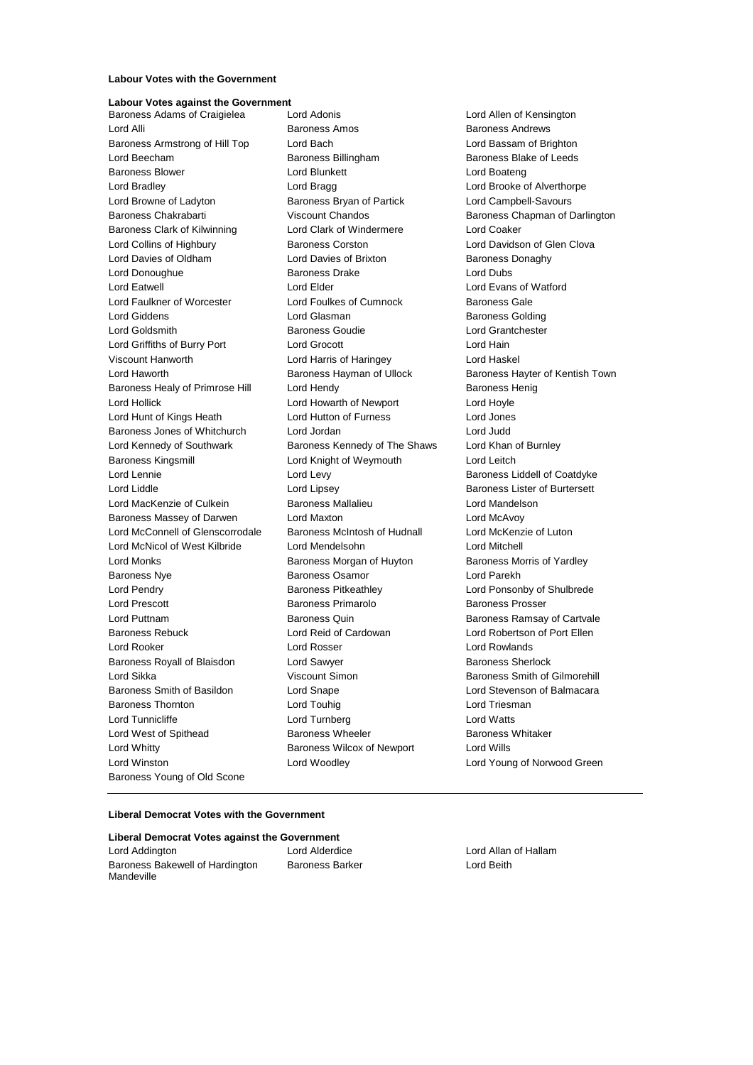**Labour Votes with the Government**

**Labour Votes against the Government**

Baroness Adams of Craigielea
Lord Adonis
Lord Allen of Kensington
Lord Alli
Baroness Amos
Baroness Andrews
Baroness Armstrong of Hill Top
Lord Bach
Lord Bassam of Brighton
Lord Beecham
Baroness Billingham
Baroness Blake of Leeds
Baroness Blower
Lord Blunkett
Lord Boateng
Lord Bradley
Lord Bragg
Lord Brooke of Alverthorpe
Lord Browne of Ladyton
Baroness Bryan of Partick
Lord Campbell-Savours
Baroness Chakrabarti
Viscount Chandos
Baroness Chapman of Darlington
Baroness Clark of Kilwinning
Lord Clark of Windermere
Lord Coaker
Lord Collins of Highbury
Baroness Corston
Lord Davidson of Glen Clova
Lord Davies of Oldham
Lord Davies of Brixton
Baroness Donaghy
Lord Donoughue
Baroness Drake
Lord Dubs
Lord Eatwell
Lord Elder
Lord Evans of Watford
Lord Faulkner of Worcester
Lord Foulkes of Cumnock
Baroness Gale
Lord Giddens
Lord Glasman
Baroness Golding
Lord Goldsmith
Baroness Goudie
Lord Grantchester
Lord Griffiths of Burry Port
Lord Grocott
Lord Hain
Viscount Hanworth
Lord Harris of Haringey
Lord Haskel
Lord Haworth
Baroness Hayman of Ullock
Baroness Hayter of Kentish Town
Baroness Healy of Primrose Hill
Lord Hendy
Baroness Henig
Lord Hollick
Lord Howarth of Newport
Lord Hoyle
Lord Hunt of Kings Heath
Lord Hutton of Furness
Lord Jones
Baroness Jones of Whitchurch
Lord Jordan
Lord Judd
Lord Kennedy of Southwark
Baroness Kennedy of The Shaws
Lord Khan of Burnley
Baroness Kingsmill
Lord Knight of Weymouth
Lord Leitch
Lord Lennie
Lord Levy
Baroness Liddell of Coatdyke
Lord Liddle
Lord Lipsey
Baroness Lister of Burtersett
Lord MacKenzie of Culkein
Baroness Mallalieu
Lord Mandelson
Baroness Massey of Darwen
Lord Maxton
Lord McAvoy
Lord McConnell of Glenscorrodale
Baroness McIntosh of Hudnall
Lord McKenzie of Luton
Lord McNicol of West Kilbride
Lord Mendelsohn
Lord Mitchell
Lord Monks
Baroness Morgan of Huyton
Baroness Morris of Yardley
Baroness Nye
Baroness Osamor
Lord Parekh
Lord Pendry
Baroness Pitkeathley
Lord Ponsonby of Shulbrede
Lord Prescott
Baroness Primarolo
Baroness Prosser
Lord Puttnam
Baroness Quin
Baroness Ramsay of Cartvale
Baroness Rebuck
Lord Reid of Cardowan
Lord Robertson of Port Ellen
Lord Rooker
Lord Rosser
Lord Rowlands
Baroness Royall of Blaisdon
Lord Sawyer
Baroness Sherlock
Lord Sikka
Viscount Simon
Baroness Smith of Gilmorehill
Baroness Smith of Basildon
Lord Snape
Lord Stevenson of Balmacara
Baroness Thornton
Lord Touhig
Lord Triesman
Lord Tunnicliffe
Lord Turnberg
Lord Watts
Lord West of Spithead
Baroness Wheeler
Baroness Whitaker
Lord Whitty
Baroness Wilcox of Newport
Lord Wills
Lord Winston
Lord Woodley
Lord Young of Norwood Green
Baroness Young of Old Scone

---

**Liberal Democrat Votes with the Government**

**Liberal Democrat Votes against the Government**

Lord Addington
Lord Alderdice
Lord Allan of Hallam
Baroness Bakewell of Hardington Mandeville
Baroness Barker
Lord Beith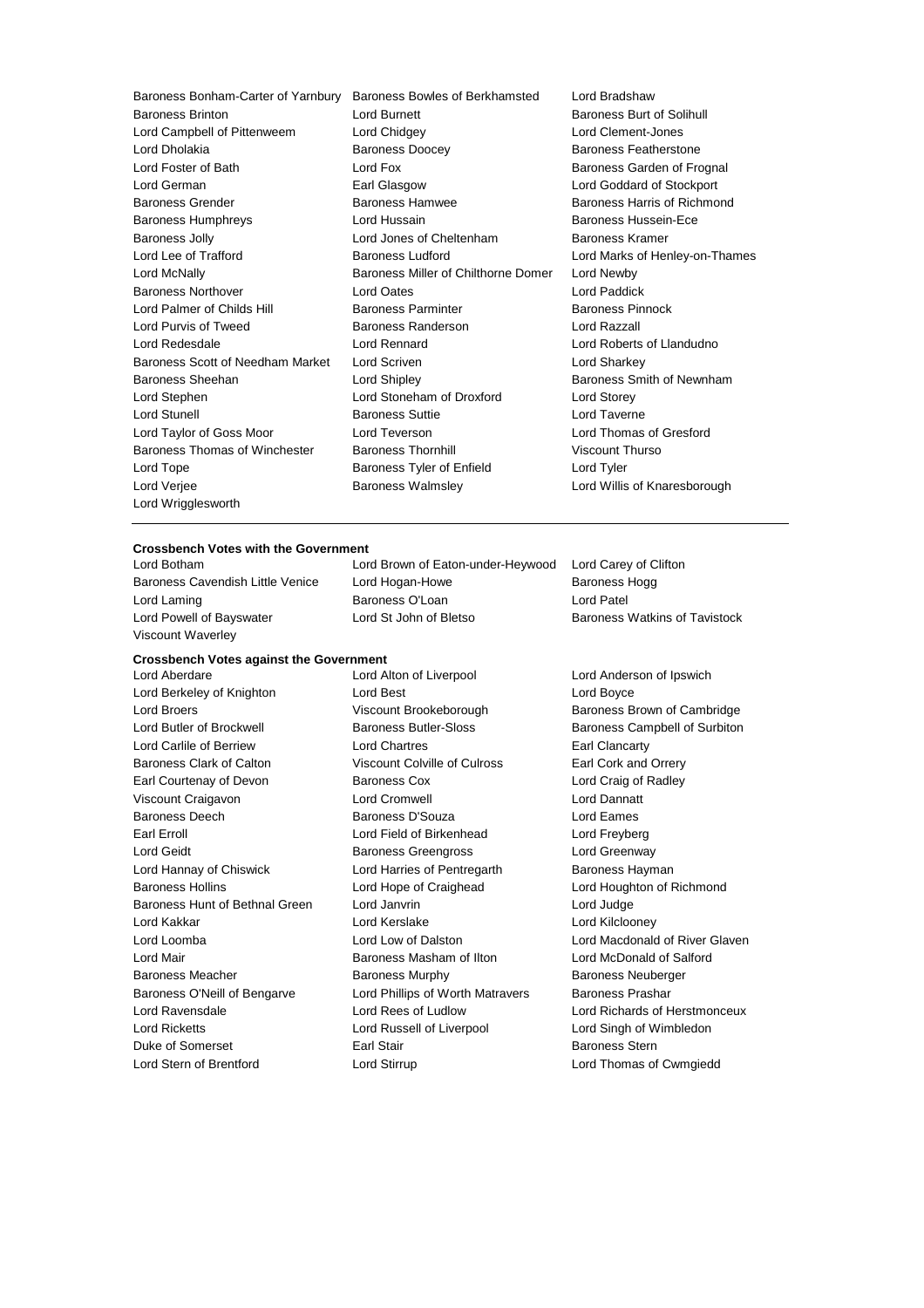Baroness Bonham-Carter of Yarnbury
Baroness Bowles of Berkhamsted
Lord Bradshaw
Baroness Brinton
Lord Burnett
Baroness Burt of Solihull
Lord Campbell of Pittenweem
Lord Chidgey
Lord Clement-Jones
Lord Dholakia
Baroness Doocey
Baroness Featherstone
Lord Foster of Bath
Lord Fox
Baroness Garden of Frognal
Lord German
Earl Glasgow
Lord Goddard of Stockport
Baroness Grender
Baroness Hamwee
Baroness Harris of Richmond
Baroness Humphreys
Lord Hussain
Baroness Hussein-Ece
Baroness Jolly
Lord Jones of Cheltenham
Baroness Kramer
Lord Lee of Trafford
Baroness Ludford
Lord Marks of Henley-on-Thames
Lord McNally
Baroness Miller of Chilthorne Domer
Lord Newby
Baroness Northover
Lord Oates
Lord Paddick
Lord Palmer of Childs Hill
Baroness Parminter
Baroness Pinnock
Lord Purvis of Tweed
Baroness Randerson
Lord Razzall
Lord Redesdale
Lord Rennard
Lord Roberts of Llandudno
Baroness Scott of Needham Market
Lord Scriven
Lord Sharkey
Baroness Sheehan
Lord Shipley
Baroness Smith of Newnham
Lord Stephen
Lord Stoneham of Droxford
Lord Storey
Lord Stunell
Baroness Suttie
Lord Taverne
Lord Taylor of Goss Moor
Lord Teverson
Lord Thomas of Gresford
Baroness Thomas of Winchester
Baroness Thornhill
Viscount Thurso
Lord Tope
Baroness Tyler of Enfield
Lord Tyler
Lord Verjee
Baroness Walmsley
Lord Willis of Knaresborough
Lord Wrigglesworth

**Crossbench Votes with the Government**

Lord Botham
Lord Brown of Eaton-under-Heywood
Lord Carey of Clifton
Baroness Cavendish Little Venice
Lord Hogan-Howe
Baroness Hogg
Lord Laming
Baroness O'Loan
Lord Patel
Lord Powell of Bayswater
Lord St John of Bletso
Baroness Watkins of Tavistock
Viscount Waverley

**Crossbench Votes against the Government**

Lord Aberdare
Lord Alton of Liverpool
Lord Anderson of Ipswich
Lord Berkeley of Knighton
Lord Best
Lord Boyce
Lord Broers
Viscount Brookeborough
Baroness Brown of Cambridge
Lord Butler of Brockwell
Baroness Butler-Sloss
Baroness Campbell of Surbiton
Lord Carlile of Berriew
Lord Chartres
Earl Clancarty
Baroness Clark of Calton
Viscount Colville of Culross
Earl Cork and Orrery
Earl Courtenay of Devon
Baroness Cox
Lord Craig of Radley
Viscount Craigavon
Lord Cromwell
Lord Dannatt
Baroness Deech
Baroness D'Souza
Lord Eames
Earl Erroll
Lord Field of Birkenhead
Lord Freyberg
Lord Geidt
Baroness Greengross
Lord Greenway
Lord Hannay of Chiswick
Lord Harries of Pentregarth
Baroness Hayman
Baroness Hollins
Lord Hope of Craighead
Lord Houghton of Richmond
Baroness Hunt of Bethnal Green
Lord Janvrin
Lord Judge
Lord Kakkar
Lord Kerslake
Lord Kilclooney
Lord Loomba
Lord Low of Dalston
Lord Macdonald of River Glaven
Lord Mair
Baroness Masham of Ilton
Lord McDonald of Salford
Baroness Meacher
Baroness Murphy
Baroness Neuberger
Baroness O'Neill of Bengarve
Lord Phillips of Worth Matravers
Baroness Prashar
Lord Ravensdale
Lord Rees of Ludlow
Lord Richards of Herstmonceux
Lord Ricketts
Lord Russell of Liverpool
Lord Singh of Wimbledon
Duke of Somerset
Earl Stair
Baroness Stern
Lord Stern of Brentford
Lord Stirrup
Lord Thomas of Cwmgiedd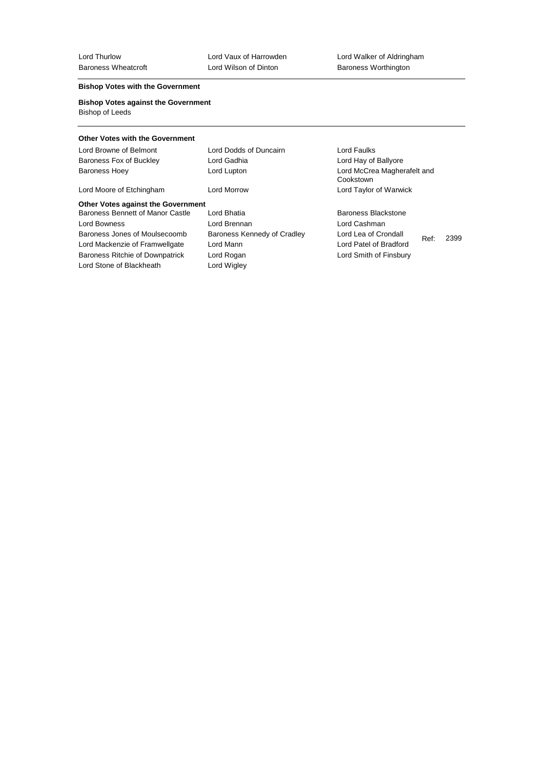Lord Thurlow
Lord Vaux of Harrowden
Lord Walker of Aldringham
Baroness Wheatcroft
Lord Wilson of Dinton
Baroness Worthington

**Bishop Votes with the Government**

**Bishop Votes against the Government**

Bishop of Leeds

**Other Votes with the Government**

Lord Browne of Belmont
Lord Dodds of Duncairn
Lord Faulks
Baroness Fox of Buckley
Lord Gadhia
Lord Hay of Ballyore
Baroness Hoey
Lord Lupton
Lord McCrea Magherafelt and Cookstown
Lord Moore of Etchingham
Lord Morrow
Lord Taylor of Warwick

**Other Votes against the Government**

Baroness Bennett of Manor Castle
Lord Bhatia
Baroness Blackstone
Lord Bowness
Lord Brennan
Lord Cashman
Baroness Jones of Moulsecoomb
Baroness Kennedy of Cradley
Lord Lea of Crondall
Lord Mackenzie of Framwellgate
Lord Mann
Lord Patel of Bradford
Baroness Ritchie of Downpatrick
Lord Rogan
Lord Smith of Finsbury
Lord Stone of Blackheath
Lord Wigley

Ref: 2399